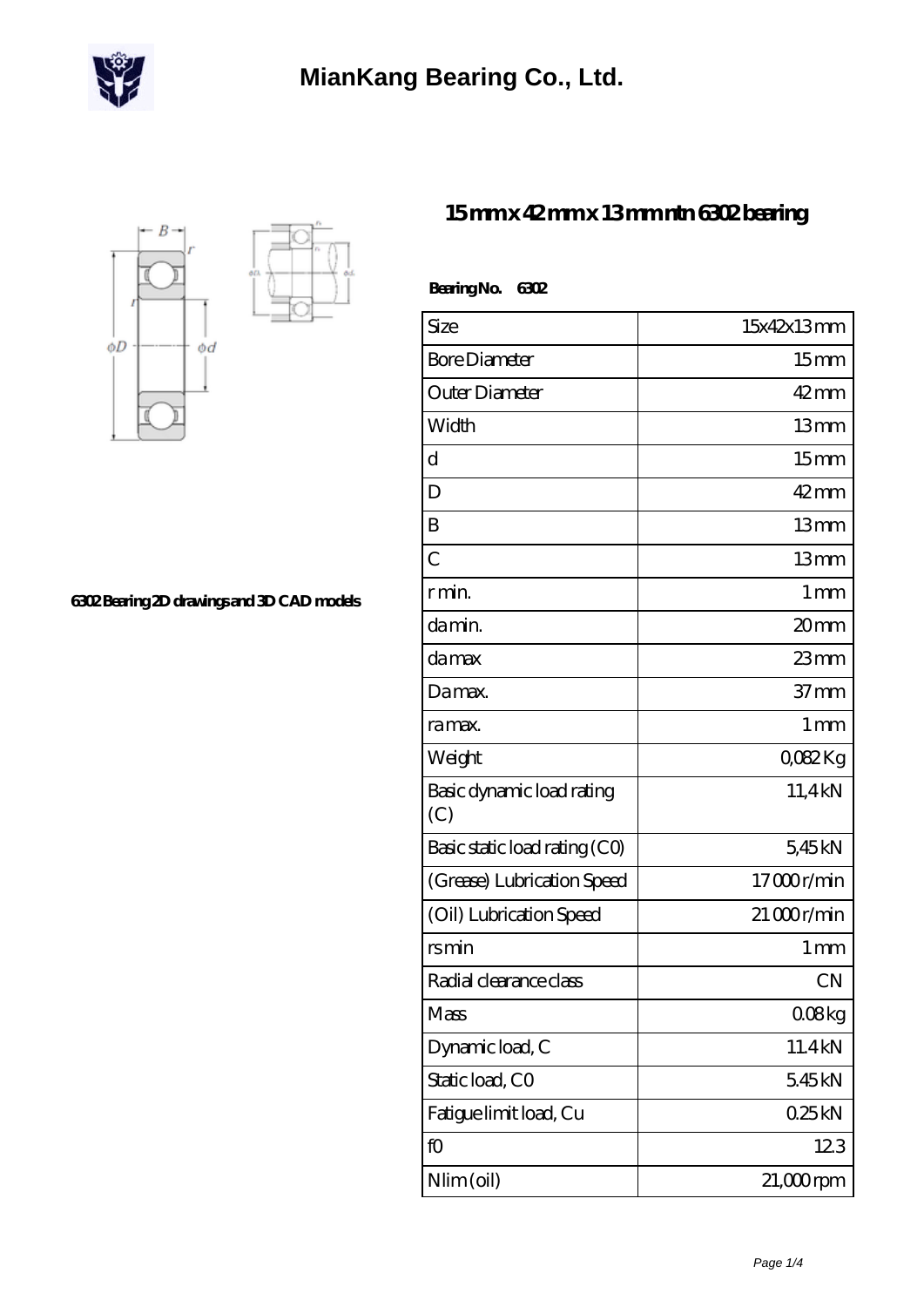# MianKang Bearing Co., Ltd.

6302 Bearing 2D drawings and 3D CAD models

## 15 mm x 42 mm x 13 mm ntn 6302 bearing

**Bearing No. 6302**

| | |
|---|---|
| Size | 15x42x13 mm |
| Bore Diameter | 15 mm |
| Outer Diameter | 42 mm |
| Width | 13 mm |
| d | 15 mm |
| D | 42 mm |
| B | 13 mm |
| C | 13 mm |
| r min. | 1 mm |
| da min. | 20 mm |
| da max | 23 mm |
| Da max. | 37 mm |
| ra max. | 1 mm |
| Weight | 0,082 Kg |
| Basic dynamic load rating (C) | 11,4 kN |
| Basic static load rating (C0) | 5,45 kN |
| (Grease) Lubrication Speed | 17 000 r/min |
| (Oil) Lubrication Speed | 21 000 r/min |
| rs min | 1 mm |
| Radial clearance class | CN |
| Mass | 0.08 kg |
| Dynamic load, C | 11.4 kN |
| Static load, C0 | 5.45 kN |
| Fatigue limit load, Cu | 0.25 kN |
| f0 | 12.3 |
| Nlim (oil) | 21,000 rpm |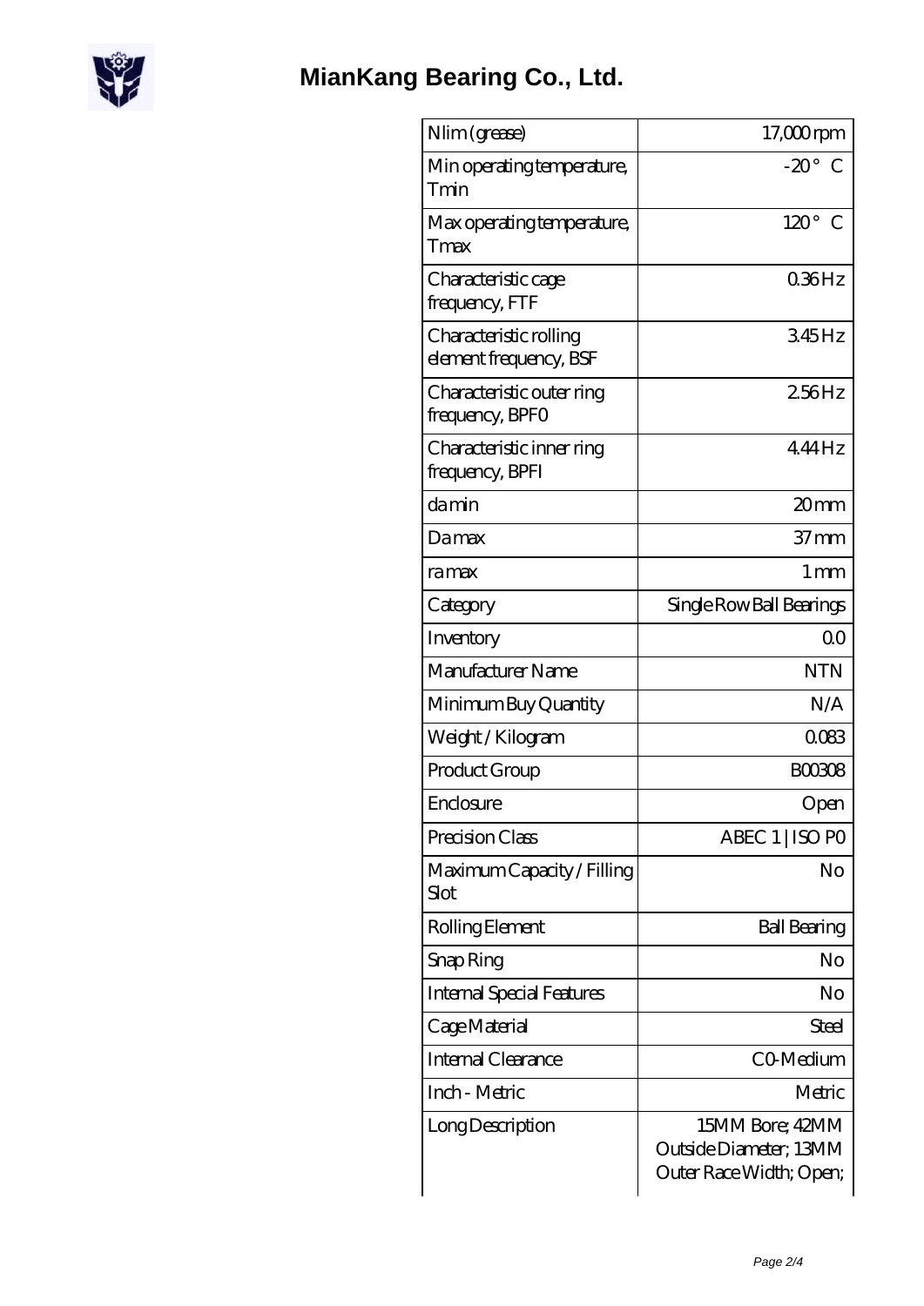# MianKang Bearing Co., Ltd.

| | |
|---|---|
| Nlim (grease) | 17,000 rpm |
| Min operating temperature, Tmin | -20 ° C |
| Max operating temperature, Tmax | 120 ° C |
| Characteristic cage frequency, FTF | 0.36 Hz |
| Characteristic rolling element frequency, BSF | 3.45 Hz |
| Characteristic outer ring frequency, BPFO | 2.56 Hz |
| Characteristic inner ring frequency, BPFI | 4.44 Hz |
| da min | 20 mm |
| Da max | 37 mm |
| ra max | 1 mm |
| Category | Single Row Ball Bearings |
| Inventory | 0.0 |
| Manufacturer Name | NTN |
| Minimum Buy Quantity | N/A |
| Weight / Kilogram | 0.083 |
| Product Group | B00308 |
| Enclosure | Open |
| Precision Class | ABEC 1 \| ISO P0 |
| Maximum Capacity / Filling Slot | No |
| Rolling Element | Ball Bearing |
| Snap Ring | No |
| Internal Special Features | No |
| Cage Material | Steel |
| Internal Clearance | C0-Medium |
| Inch - Metric | Metric |
| Long Description | 15MM Bore; 42MM Outside Diameter; 13MM Outer Race Width; Open; |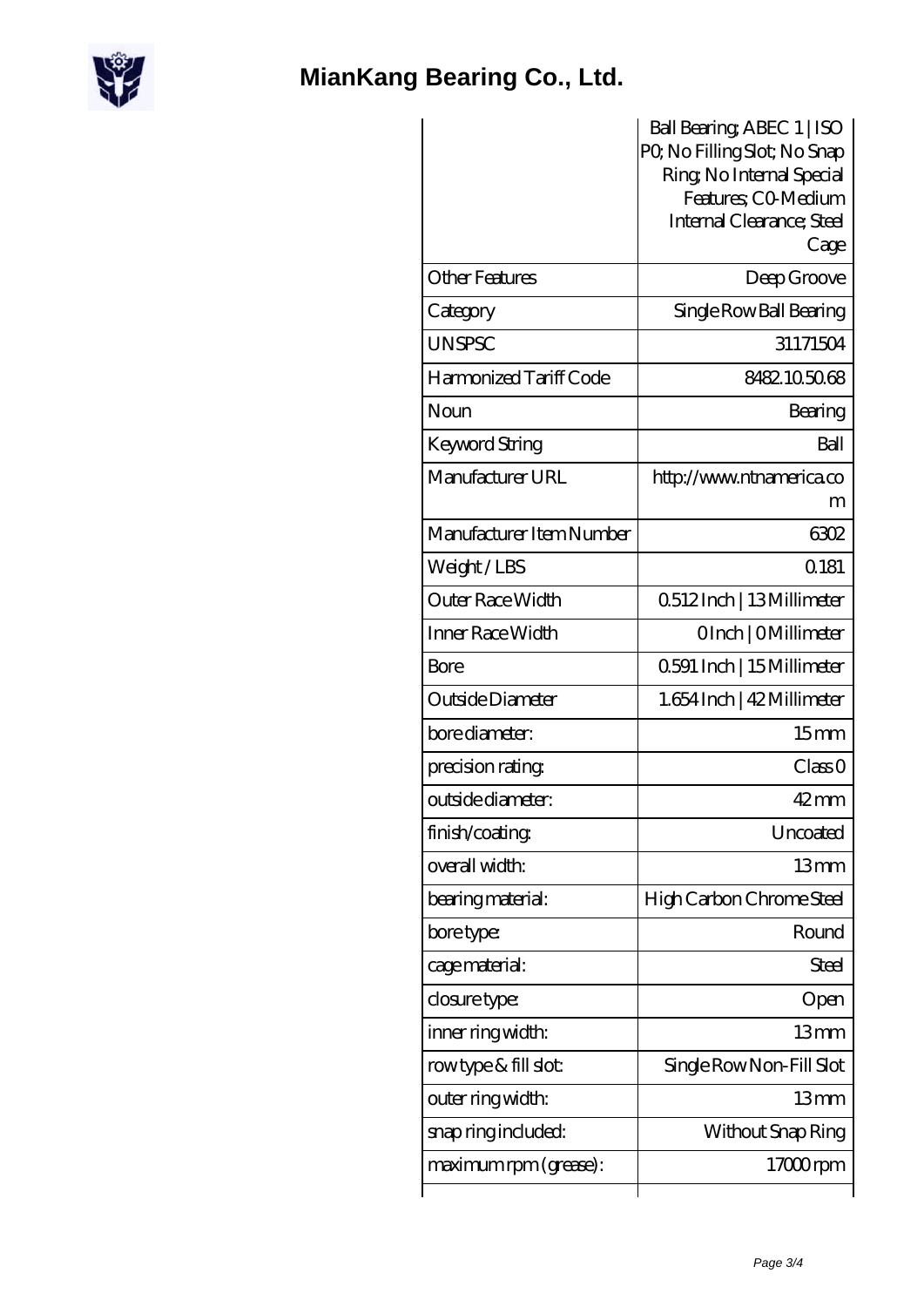# MianKang Bearing Co., Ltd.

| | |
|---|---|
| | Ball Bearing; ABEC 1 \| ISO P0; No Filling Slot; No Snap Ring; No Internal Special Features; C0-Medium Internal Clearance; Steel Cage |
| Other Features | Deep Groove |
| Category | Single Row Ball Bearing |
| UNSPSC | 31171504 |
| Harmonized Tariff Code | 8482.10.50.68 |
| Noun | Bearing |
| Keyword String | Ball |
| Manufacturer URL | http://www.ntnamerica.com |
| Manufacturer Item Number | 6302 |
| Weight / LBS | 0.181 |
| Outer Race Width | 0.512 Inch \| 13 Millimeter |
| Inner Race Width | 0 Inch \| 0 Millimeter |
| Bore | 0.591 Inch \| 15 Millimeter |
| Outside Diameter | 1.654 Inch \| 42 Millimeter |
| bore diameter: | 15 mm |
| precision rating: | Class 0 |
| outside diameter: | 42 mm |
| finish/coating: | Uncoated |
| overall width: | 13 mm |
| bearing material: | High Carbon Chrome Steel |
| bore type: | Round |
| cage material: | Steel |
| closure type: | Open |
| inner ring width: | 13 mm |
| row type & fill slot: | Single Row Non-Fill Slot |
| outer ring width: | 13 mm |
| snap ring included: | Without Snap Ring |
| maximum rpm (grease): | 17000 rpm |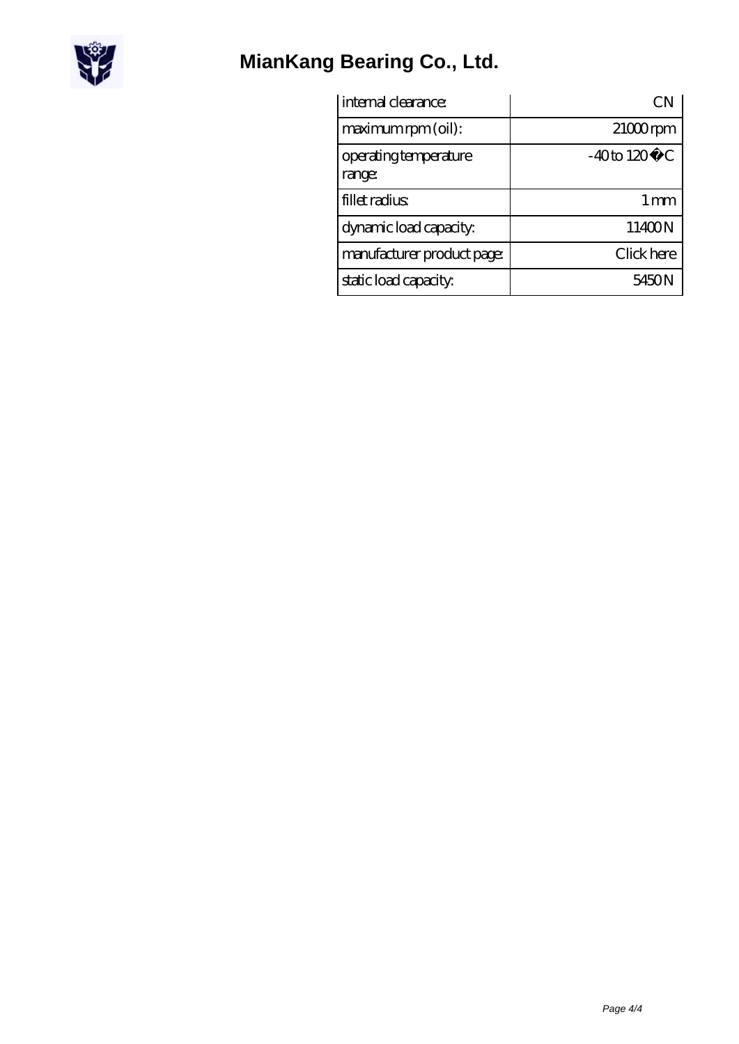| | |
|---|---|
| internal clearance: | CN |
| maximum rpm (oil): | 21000 rpm |
| operating temperature range: | -40 to 120 �C |
| fillet radius: | 1 mm |
| dynamic load capacity: | 11400 N |
| manufacturer product page: | Click here |
| static load capacity: | 5450 N |